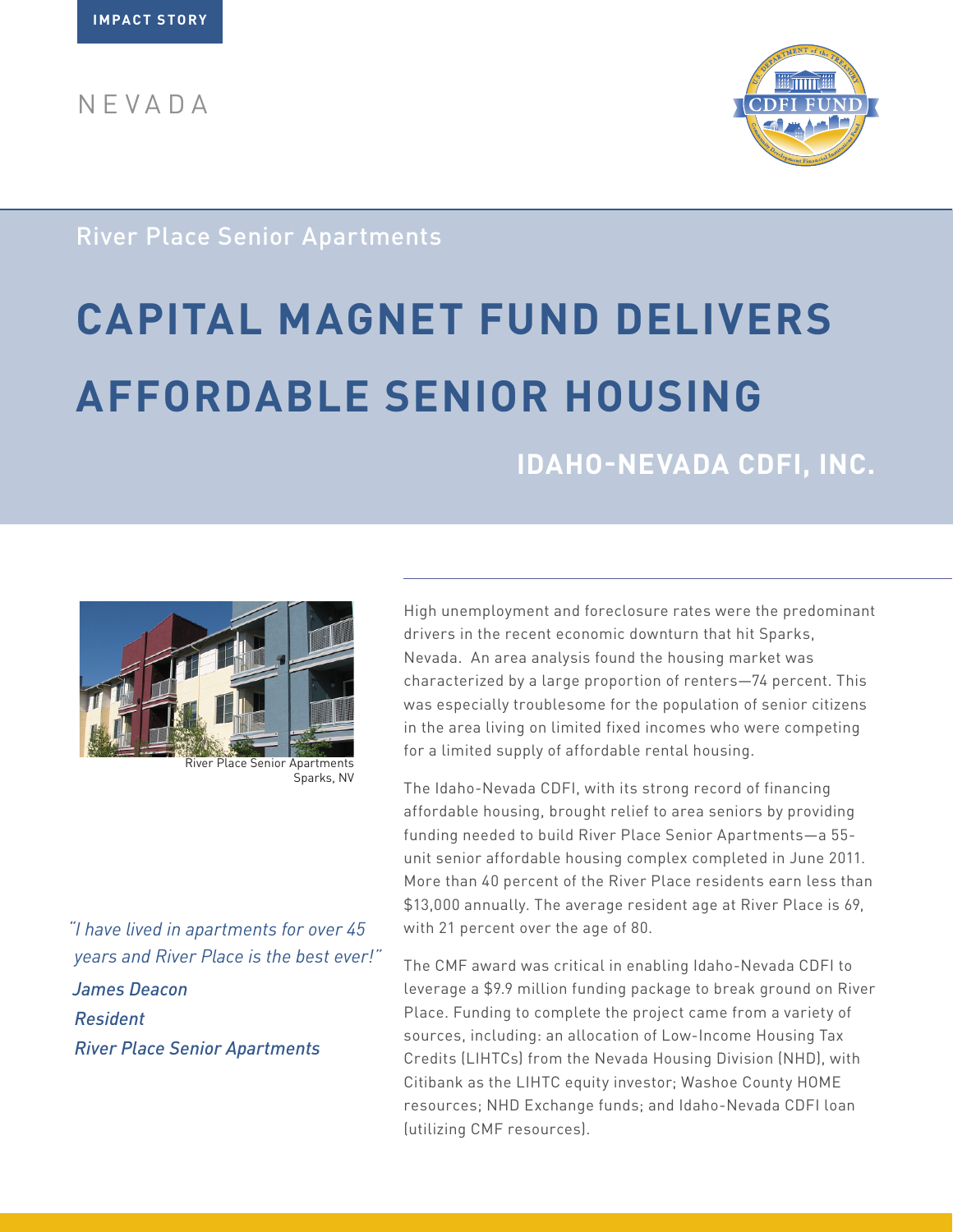IMPACT STORY

NEVADA

River Place Senior Apartments

# CAPITAL MAGNET FUND DELIVERS AFFORDABLE SENIOR HOUSING

## IDAHO-NEVADA CDFI, INC.

River Place Senior Apartments
Sparks, NV

*"I have lived in apartments for over 45 years and River Place is the best ever!"*

*James Deacon*
*Resident*
*River Place Senior Apartments*

High unemployment and foreclosure rates were the predominant drivers in the recent economic downturn that hit Sparks, Nevada. An area analysis found the housing market was characterized by a large proportion of renters—74 percent. This was especially troublesome for the population of senior citizens in the area living on limited fixed incomes who were competing for a limited supply of affordable rental housing.

The Idaho-Nevada CDFI, with its strong record of financing affordable housing, brought relief to area seniors by providing funding needed to build River Place Senior Apartments—a 55-unit senior affordable housing complex completed in June 2011. More than 40 percent of the River Place residents earn less than $13,000 annually. The average resident age at River Place is 69, with 21 percent over the age of 80.

The CMF award was critical in enabling Idaho-Nevada CDFI to leverage a $9.9 million funding package to break ground on River Place. Funding to complete the project came from a variety of sources, including: an allocation of Low-Income Housing Tax Credits (LIHTCs) from the Nevada Housing Division (NHD), with Citibank as the LIHTC equity investor; Washoe County HOME resources; NHD Exchange funds; and Idaho-Nevada CDFI loan (utilizing CMF resources).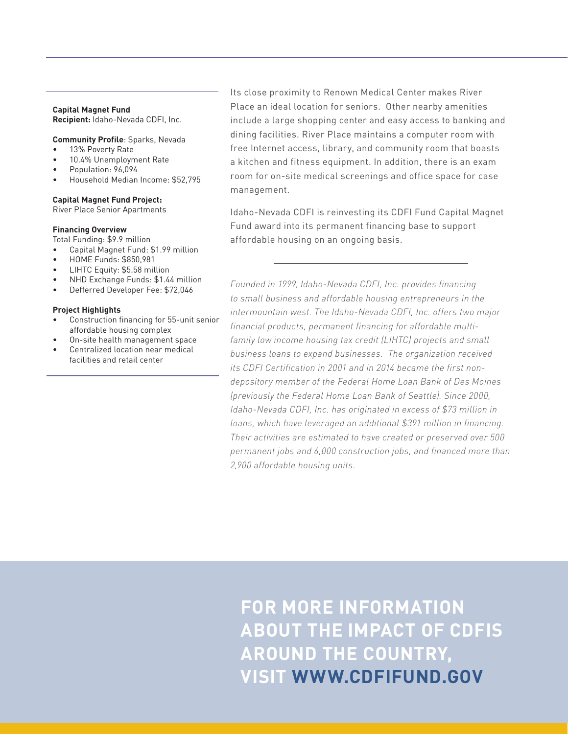**Capital Magnet Fund**
**Recipient:** Idaho-Nevada CDFI, Inc.

**Community Profile**: Sparks, Nevada

- 13% Poverty Rate
- 10.4% Unemployment Rate
- Population: 96,094
- Household Median Income: $52,795

**Capital Magnet Fund Project:**
River Place Senior Apartments

**Financing Overview**
Total Funding: $9.9 million

- Capital Magnet Fund: $1.99 million
- HOME Funds: $850,981
- LIHTC Equity: $5.58 million
- NHD Exchange Funds: $1.44 million
- Defferred Developer Fee: $72,046

**Project Highlights**

- Construction financing for 55-unit senior affordable housing complex
- On-site health management space
- Centralized location near medical facilities and retail center

Its close proximity to Renown Medical Center makes River Place an ideal location for seniors. Other nearby amenities include a large shopping center and easy access to banking and dining facilities. River Place maintains a computer room with free Internet access, library, and community room that boasts a kitchen and fitness equipment. In addition, there is an exam room for on-site medical screenings and office space for case management.

Idaho-Nevada CDFI is reinvesting its CDFI Fund Capital Magnet Fund award into its permanent financing base to support affordable housing on an ongoing basis.

*Founded in 1999, Idaho-Nevada CDFI, Inc. provides financing to small business and affordable housing entrepreneurs in the intermountain west. The Idaho-Nevada CDFI, Inc. offers two major financial products, permanent financing for affordable multi-family low income housing tax credit (LIHTC) projects and small business loans to expand businesses. The organization received its CDFI Certification in 2001 and in 2014 became the first non-depository member of the Federal Home Loan Bank of Des Moines (previously the Federal Home Loan Bank of Seattle). Since 2000, Idaho-Nevada CDFI, Inc. has originated in excess of $73 million in loans, which have leveraged an additional $391 million in financing. Their activities are estimated to have created or preserved over 500 permanent jobs and 6,000 construction jobs, and financed more than 2,900 affordable housing units.*

**FOR MORE INFORMATION ABOUT THE IMPACT OF CDFIS AROUND THE COUNTRY, VISIT WWW.CDFIFUND.GOV**